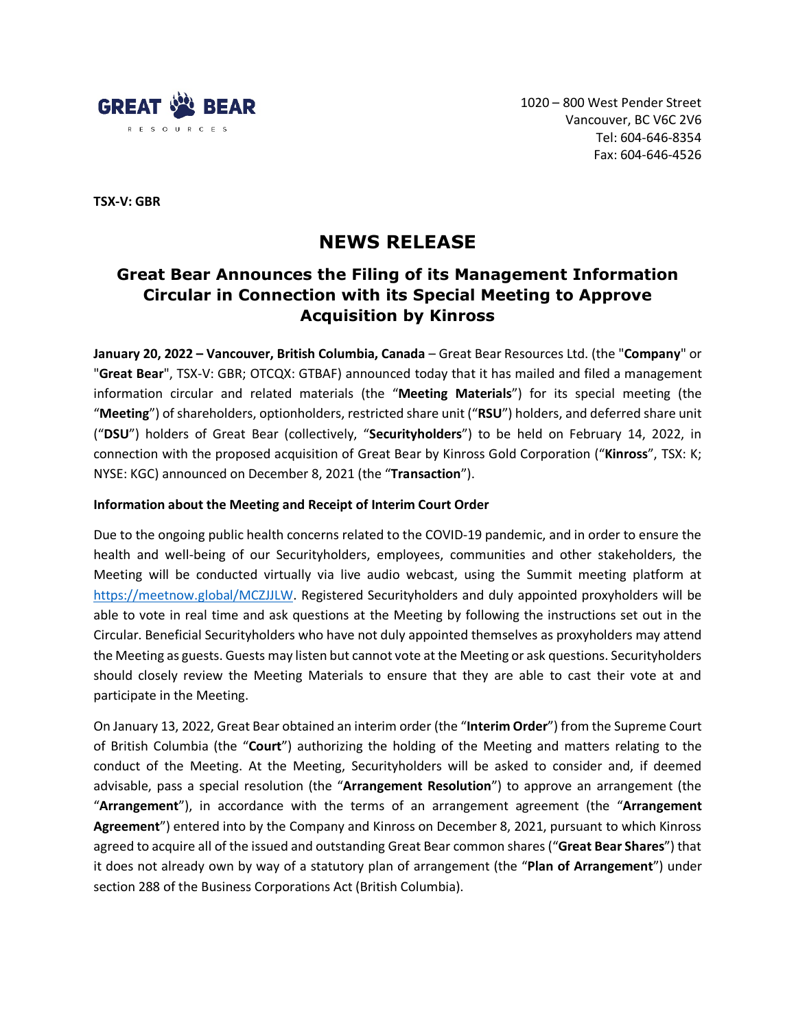GREAT BEAR RESOURCES

1020 – 800 West Pender Street
Vancouver, BC V6C 2V6
Tel: 604-646-8354
Fax: 604-646-4526

**TSX-V: GBR**

# NEWS RELEASE

## Great Bear Announces the Filing of its Management Information Circular in Connection with its Special Meeting to Approve Acquisition by Kinross

**January 20, 2022 – Vancouver, British Columbia, Canada** – Great Bear Resources Ltd. (the "**Company**" or "**Great Bear**", TSX-V: GBR; OTCQX: GTBAF) announced today that it has mailed and filed a management information circular and related materials (the "**Meeting Materials**") for its special meeting (the "**Meeting**") of shareholders, optionholders, restricted share unit ("**RSU**") holders, and deferred share unit ("**DSU**") holders of Great Bear (collectively, "**Securityholders**") to be held on February 14, 2022, in connection with the proposed acquisition of Great Bear by Kinross Gold Corporation ("**Kinross**", TSX: K; NYSE: KGC) announced on December 8, 2021 (the "**Transaction**").

**Information about the Meeting and Receipt of Interim Court Order**

Due to the ongoing public health concerns related to the COVID-19 pandemic, and in order to ensure the health and well-being of our Securityholders, employees, communities and other stakeholders, the Meeting will be conducted virtually via live audio webcast, using the Summit meeting platform at https://meetnow.global/MCZJJLW. Registered Securityholders and duly appointed proxyholders will be able to vote in real time and ask questions at the Meeting by following the instructions set out in the Circular. Beneficial Securityholders who have not duly appointed themselves as proxyholders may attend the Meeting as guests. Guests may listen but cannot vote at the Meeting or ask questions. Securityholders should closely review the Meeting Materials to ensure that they are able to cast their vote at and participate in the Meeting.

On January 13, 2022, Great Bear obtained an interim order (the "**Interim Order**") from the Supreme Court of British Columbia (the "**Court**") authorizing the holding of the Meeting and matters relating to the conduct of the Meeting. At the Meeting, Securityholders will be asked to consider and, if deemed advisable, pass a special resolution (the "**Arrangement Resolution**") to approve an arrangement (the "**Arrangement**"), in accordance with the terms of an arrangement agreement (the "**Arrangement Agreement**") entered into by the Company and Kinross on December 8, 2021, pursuant to which Kinross agreed to acquire all of the issued and outstanding Great Bear common shares ("**Great Bear Shares**") that it does not already own by way of a statutory plan of arrangement (the "**Plan of Arrangement**") under section 288 of the Business Corporations Act (British Columbia).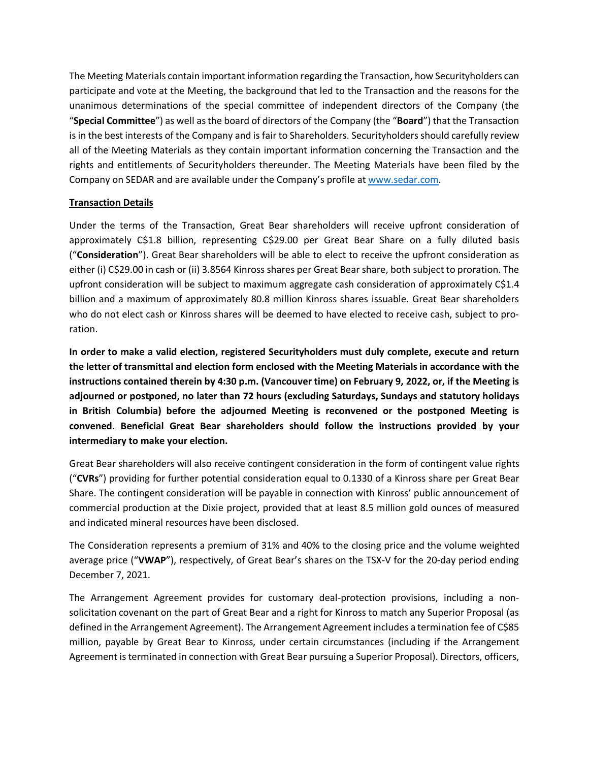The Meeting Materials contain important information regarding the Transaction, how Securityholders can participate and vote at the Meeting, the background that led to the Transaction and the reasons for the unanimous determinations of the special committee of independent directors of the Company (the "**Special Committee**") as well as the board of directors of the Company (the "**Board**") that the Transaction is in the best interests of the Company and is fair to Shareholders. Securityholders should carefully review all of the Meeting Materials as they contain important information concerning the Transaction and the rights and entitlements of Securityholders thereunder. The Meeting Materials have been filed by the Company on SEDAR and are available under the Company's profile at www.sedar.com.

**Transaction Details**

Under the terms of the Transaction, Great Bear shareholders will receive upfront consideration of approximately C$1.8 billion, representing C$29.00 per Great Bear Share on a fully diluted basis ("**Consideration**"). Great Bear shareholders will be able to elect to receive the upfront consideration as either (i) C$29.00 in cash or (ii) 3.8564 Kinross shares per Great Bear share, both subject to proration. The upfront consideration will be subject to maximum aggregate cash consideration of approximately C$1.4 billion and a maximum of approximately 80.8 million Kinross shares issuable. Great Bear shareholders who do not elect cash or Kinross shares will be deemed to have elected to receive cash, subject to proration.

**In order to make a valid election, registered Securityholders must duly complete, execute and return the letter of transmittal and election form enclosed with the Meeting Materials in accordance with the instructions contained therein by 4:30 p.m. (Vancouver time) on February 9, 2022, or, if the Meeting is adjourned or postponed, no later than 72 hours (excluding Saturdays, Sundays and statutory holidays in British Columbia) before the adjourned Meeting is reconvened or the postponed Meeting is convened. Beneficial Great Bear shareholders should follow the instructions provided by your intermediary to make your election.**

Great Bear shareholders will also receive contingent consideration in the form of contingent value rights ("**CVRs**") providing for further potential consideration equal to 0.1330 of a Kinross share per Great Bear Share. The contingent consideration will be payable in connection with Kinross' public announcement of commercial production at the Dixie project, provided that at least 8.5 million gold ounces of measured and indicated mineral resources have been disclosed.

The Consideration represents a premium of 31% and 40% to the closing price and the volume weighted average price ("**VWAP**"), respectively, of Great Bear's shares on the TSX-V for the 20-day period ending December 7, 2021.

The Arrangement Agreement provides for customary deal-protection provisions, including a non-solicitation covenant on the part of Great Bear and a right for Kinross to match any Superior Proposal (as defined in the Arrangement Agreement). The Arrangement Agreement includes a termination fee of C$85 million, payable by Great Bear to Kinross, under certain circumstances (including if the Arrangement Agreement is terminated in connection with Great Bear pursuing a Superior Proposal). Directors, officers,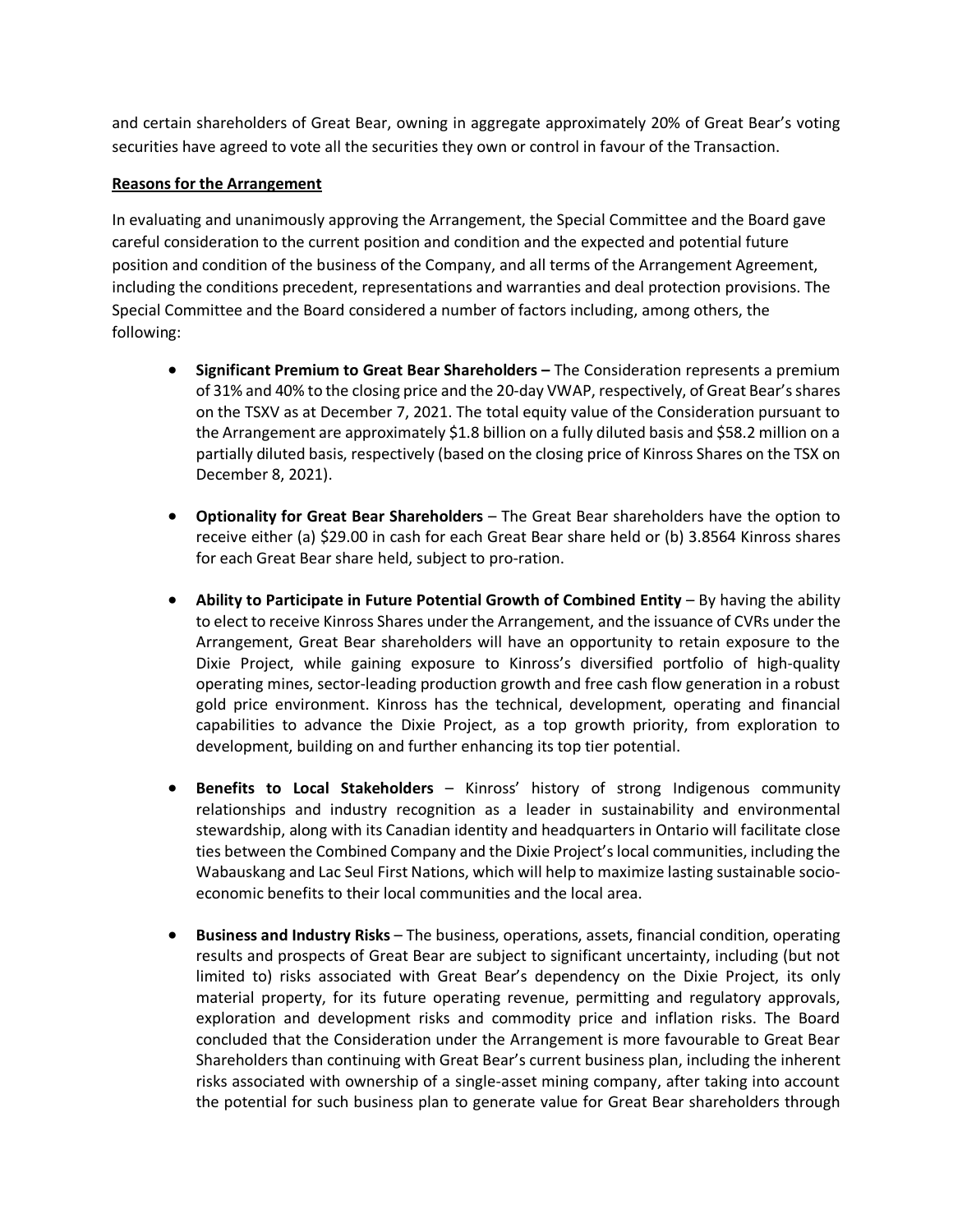and certain shareholders of Great Bear, owning in aggregate approximately 20% of Great Bear's voting securities have agreed to vote all the securities they own or control in favour of the Transaction.

**Reasons for the Arrangement**

In evaluating and unanimously approving the Arrangement, the Special Committee and the Board gave careful consideration to the current position and condition and the expected and potential future position and condition of the business of the Company, and all terms of the Arrangement Agreement, including the conditions precedent, representations and warranties and deal protection provisions. The Special Committee and the Board considered a number of factors including, among others, the following:

- **Significant Premium to Great Bear Shareholders –** The Consideration represents a premium of 31% and 40% to the closing price and the 20-day VWAP, respectively, of Great Bear's shares on the TSXV as at December 7, 2021. The total equity value of the Consideration pursuant to the Arrangement are approximately $1.8 billion on a fully diluted basis and $58.2 million on a partially diluted basis, respectively (based on the closing price of Kinross Shares on the TSX on December 8, 2021).

- **Optionality for Great Bear Shareholders** – The Great Bear shareholders have the option to receive either (a) $29.00 in cash for each Great Bear share held or (b) 3.8564 Kinross shares for each Great Bear share held, subject to pro-ration.

- **Ability to Participate in Future Potential Growth of Combined Entity** – By having the ability to elect to receive Kinross Shares under the Arrangement, and the issuance of CVRs under the Arrangement, Great Bear shareholders will have an opportunity to retain exposure to the Dixie Project, while gaining exposure to Kinross's diversified portfolio of high-quality operating mines, sector-leading production growth and free cash flow generation in a robust gold price environment. Kinross has the technical, development, operating and financial capabilities to advance the Dixie Project, as a top growth priority, from exploration to development, building on and further enhancing its top tier potential.

- **Benefits to Local Stakeholders** – Kinross' history of strong Indigenous community relationships and industry recognition as a leader in sustainability and environmental stewardship, along with its Canadian identity and headquarters in Ontario will facilitate close ties between the Combined Company and the Dixie Project's local communities, including the Wabauskang and Lac Seul First Nations, which will help to maximize lasting sustainable socio-economic benefits to their local communities and the local area.

- **Business and Industry Risks** – The business, operations, assets, financial condition, operating results and prospects of Great Bear are subject to significant uncertainty, including (but not limited to) risks associated with Great Bear's dependency on the Dixie Project, its only material property, for its future operating revenue, permitting and regulatory approvals, exploration and development risks and commodity price and inflation risks. The Board concluded that the Consideration under the Arrangement is more favourable to Great Bear Shareholders than continuing with Great Bear's current business plan, including the inherent risks associated with ownership of a single-asset mining company, after taking into account the potential for such business plan to generate value for Great Bear shareholders through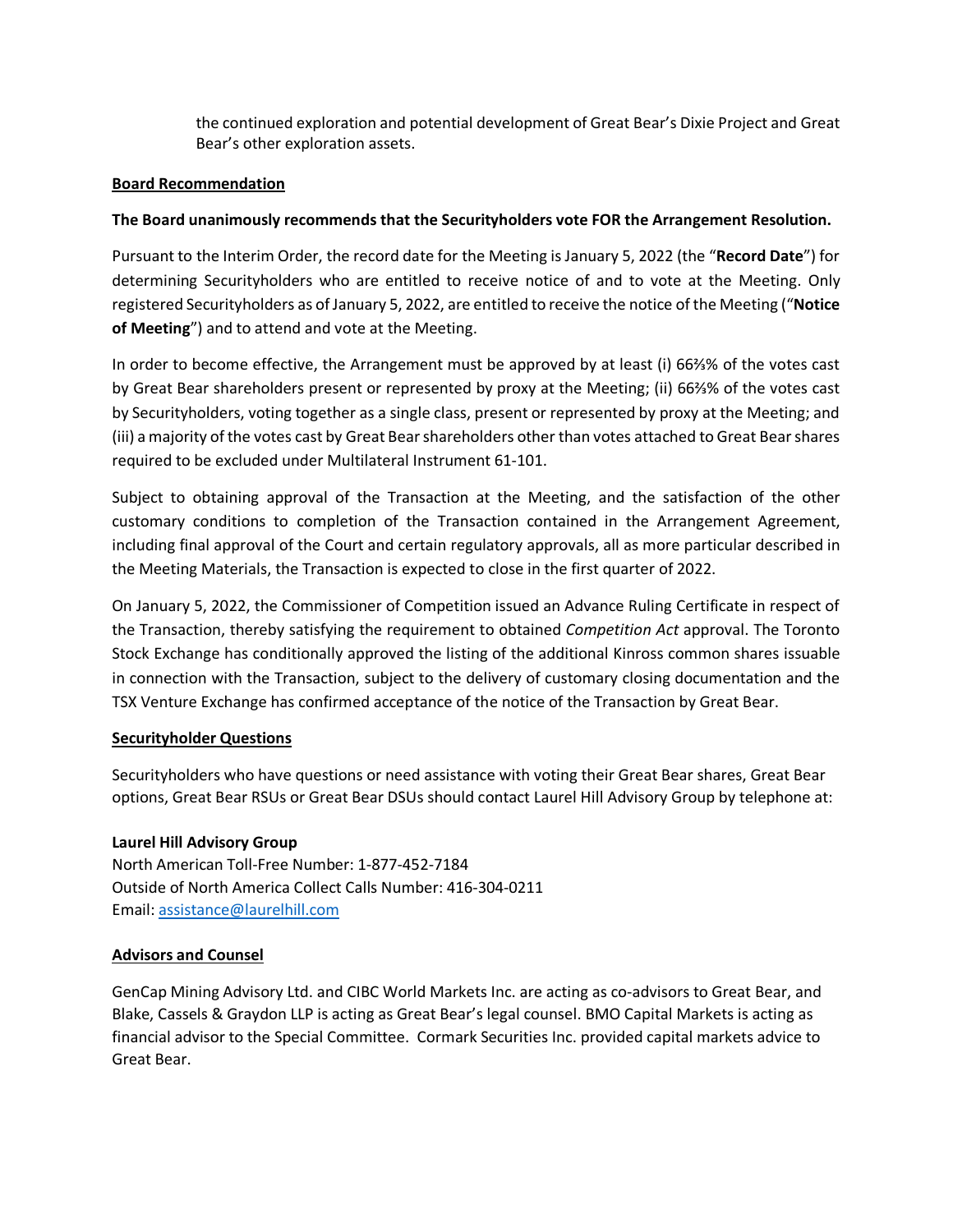the continued exploration and potential development of Great Bear's Dixie Project and Great Bear's other exploration assets.

## Board Recommendation

**The Board unanimously recommends that the Securityholders vote FOR the Arrangement Resolution.**

Pursuant to the Interim Order, the record date for the Meeting is January 5, 2022 (the "**Record Date**") for determining Securityholders who are entitled to receive notice of and to vote at the Meeting. Only registered Securityholders as of January 5, 2022, are entitled to receive the notice of the Meeting ("**Notice of Meeting**") and to attend and vote at the Meeting.

In order to become effective, the Arrangement must be approved by at least (i) 66⅔% of the votes cast by Great Bear shareholders present or represented by proxy at the Meeting; (ii) 66⅔% of the votes cast by Securityholders, voting together as a single class, present or represented by proxy at the Meeting; and (iii) a majority of the votes cast by Great Bear shareholders other than votes attached to Great Bear shares required to be excluded under Multilateral Instrument 61-101.

Subject to obtaining approval of the Transaction at the Meeting, and the satisfaction of the other customary conditions to completion of the Transaction contained in the Arrangement Agreement, including final approval of the Court and certain regulatory approvals, all as more particular described in the Meeting Materials, the Transaction is expected to close in the first quarter of 2022.

On January 5, 2022, the Commissioner of Competition issued an Advance Ruling Certificate in respect of the Transaction, thereby satisfying the requirement to obtained *Competition Act* approval. The Toronto Stock Exchange has conditionally approved the listing of the additional Kinross common shares issuable in connection with the Transaction, subject to the delivery of customary closing documentation and the TSX Venture Exchange has confirmed acceptance of the notice of the Transaction by Great Bear.

## Securityholder Questions

Securityholders who have questions or need assistance with voting their Great Bear shares, Great Bear options, Great Bear RSUs or Great Bear DSUs should contact Laurel Hill Advisory Group by telephone at:

**Laurel Hill Advisory Group**
North American Toll-Free Number: 1-877-452-7184
Outside of North America Collect Calls Number: 416-304-0211
Email: assistance@laurelhill.com

## Advisors and Counsel

GenCap Mining Advisory Ltd. and CIBC World Markets Inc. are acting as co-advisors to Great Bear, and Blake, Cassels & Graydon LLP is acting as Great Bear's legal counsel. BMO Capital Markets is acting as financial advisor to the Special Committee. Cormark Securities Inc. provided capital markets advice to Great Bear.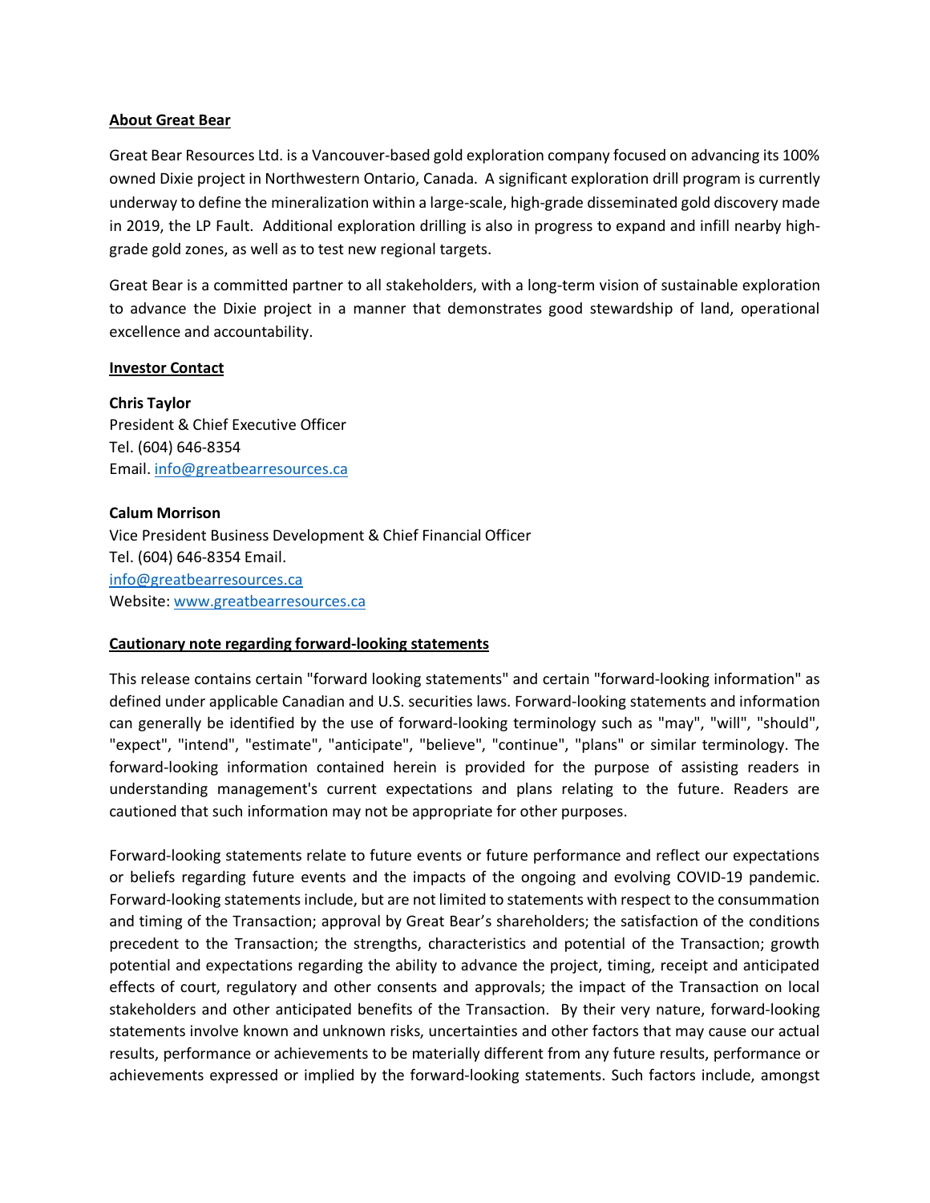**About Great Bear**

Great Bear Resources Ltd. is a Vancouver-based gold exploration company focused on advancing its 100% owned Dixie project in Northwestern Ontario, Canada. A significant exploration drill program is currently underway to define the mineralization within a large-scale, high-grade disseminated gold discovery made in 2019, the LP Fault. Additional exploration drilling is also in progress to expand and infill nearby high-grade gold zones, as well as to test new regional targets.

Great Bear is a committed partner to all stakeholders, with a long-term vision of sustainable exploration to advance the Dixie project in a manner that demonstrates good stewardship of land, operational excellence and accountability.

**Investor Contact**

**Chris Taylor**
President & Chief Executive Officer
Tel. (604) 646-8354
Email. info@greatbearresources.ca

**Calum Morrison**
Vice President Business Development & Chief Financial Officer
Tel. (604) 646-8354 Email.
info@greatbearresources.ca
Website: www.greatbearresources.ca

**Cautionary note regarding forward-looking statements**

This release contains certain "forward looking statements" and certain "forward-looking information" as defined under applicable Canadian and U.S. securities laws. Forward-looking statements and information can generally be identified by the use of forward-looking terminology such as "may", "will", "should", "expect", "intend", "estimate", "anticipate", "believe", "continue", "plans" or similar terminology. The forward-looking information contained herein is provided for the purpose of assisting readers in understanding management's current expectations and plans relating to the future. Readers are cautioned that such information may not be appropriate for other purposes.

Forward-looking statements relate to future events or future performance and reflect our expectations or beliefs regarding future events and the impacts of the ongoing and evolving COVID-19 pandemic. Forward-looking statements include, but are not limited to statements with respect to the consummation and timing of the Transaction; approval by Great Bear's shareholders; the satisfaction of the conditions precedent to the Transaction; the strengths, characteristics and potential of the Transaction; growth potential and expectations regarding the ability to advance the project, timing, receipt and anticipated effects of court, regulatory and other consents and approvals; the impact of the Transaction on local stakeholders and other anticipated benefits of the Transaction. By their very nature, forward-looking statements involve known and unknown risks, uncertainties and other factors that may cause our actual results, performance or achievements to be materially different from any future results, performance or achievements expressed or implied by the forward-looking statements. Such factors include, amongst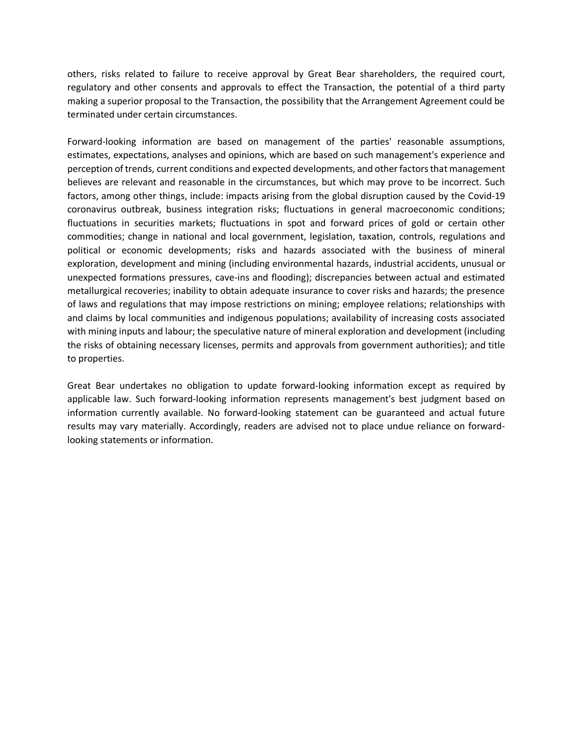others, risks related to failure to receive approval by Great Bear shareholders, the required court, regulatory and other consents and approvals to effect the Transaction, the potential of a third party making a superior proposal to the Transaction, the possibility that the Arrangement Agreement could be terminated under certain circumstances.

Forward-looking information are based on management of the parties' reasonable assumptions, estimates, expectations, analyses and opinions, which are based on such management's experience and perception of trends, current conditions and expected developments, and other factors that management believes are relevant and reasonable in the circumstances, but which may prove to be incorrect. Such factors, among other things, include: impacts arising from the global disruption caused by the Covid-19 coronavirus outbreak, business integration risks; fluctuations in general macroeconomic conditions; fluctuations in securities markets; fluctuations in spot and forward prices of gold or certain other commodities; change in national and local government, legislation, taxation, controls, regulations and political or economic developments; risks and hazards associated with the business of mineral exploration, development and mining (including environmental hazards, industrial accidents, unusual or unexpected formations pressures, cave-ins and flooding); discrepancies between actual and estimated metallurgical recoveries; inability to obtain adequate insurance to cover risks and hazards; the presence of laws and regulations that may impose restrictions on mining; employee relations; relationships with and claims by local communities and indigenous populations; availability of increasing costs associated with mining inputs and labour; the speculative nature of mineral exploration and development (including the risks of obtaining necessary licenses, permits and approvals from government authorities); and title to properties.

Great Bear undertakes no obligation to update forward-looking information except as required by applicable law. Such forward-looking information represents management's best judgment based on information currently available. No forward-looking statement can be guaranteed and actual future results may vary materially. Accordingly, readers are advised not to place undue reliance on forward-looking statements or information.